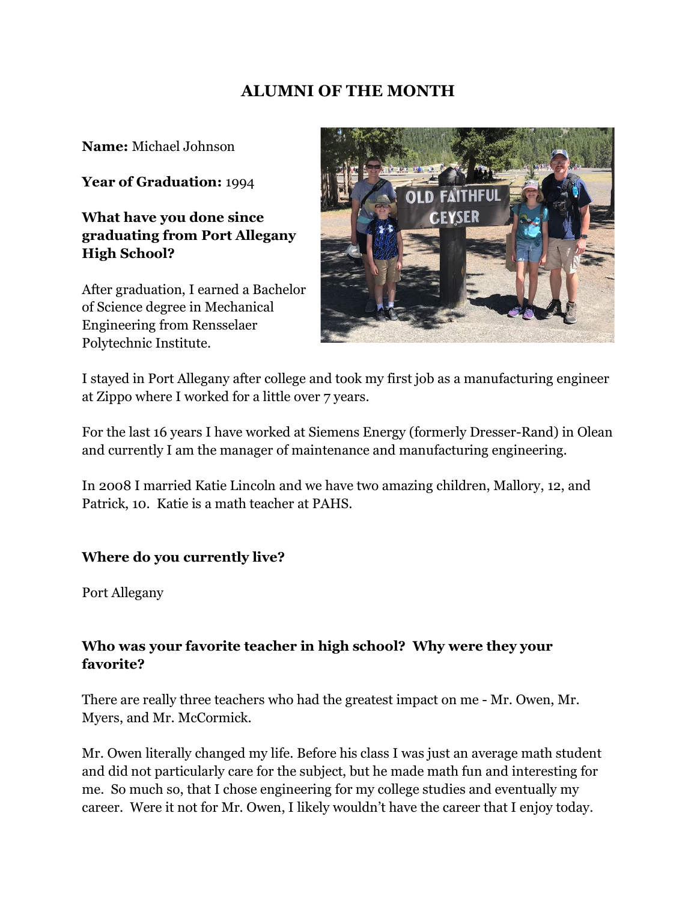# ALUMNI OF THE MONTH

**Name:** Michael Johnson

**Year of Graduation:** 1994

**What have you done since graduating from Port Allegany High School?**

After graduation, I earned a Bachelor of Science degree in Mechanical Engineering from Rensselaer Polytechnic Institute.

I stayed in Port Allegany after college and took my first job as a manufacturing engineer at Zippo where I worked for a little over 7 years.

For the last 16 years I have worked at Siemens Energy (formerly Dresser-Rand) in Olean and currently I am the manager of maintenance and manufacturing engineering.

In 2008 I married Katie Lincoln and we have two amazing children, Mallory, 12, and Patrick, 10. Katie is a math teacher at PAHS.

**Where do you currently live?**

Port Allegany

**Who was your favorite teacher in high school? Why were they your favorite?**

There are really three teachers who had the greatest impact on me - Mr. Owen, Mr. Myers, and Mr. McCormick.

Mr. Owen literally changed my life. Before his class I was just an average math student and did not particularly care for the subject, but he made math fun and interesting for me. So much so, that I chose engineering for my college studies and eventually my career. Were it not for Mr. Owen, I likely wouldn't have the career that I enjoy today.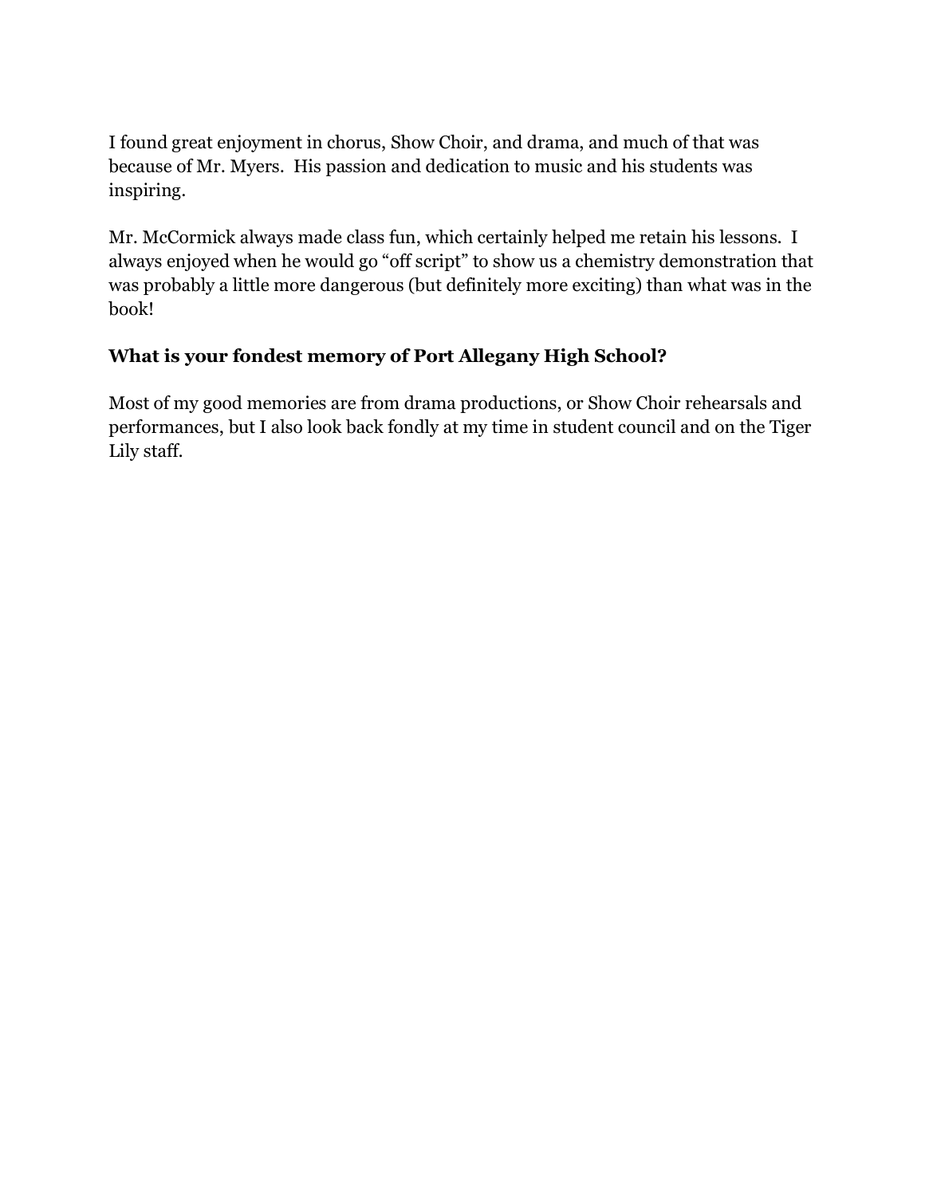I found great enjoyment in chorus, Show Choir, and drama, and much of that was because of Mr. Myers.  His passion and dedication to music and his students was inspiring.

Mr. McCormick always made class fun, which certainly helped me retain his lessons.  I always enjoyed when he would go "off script" to show us a chemistry demonstration that was probably a little more dangerous (but definitely more exciting) than what was in the book!

**What is your fondest memory of Port Allegany High School?**

Most of my good memories are from drama productions, or Show Choir rehearsals and performances, but I also look back fondly at my time in student council and on the Tiger Lily staff.